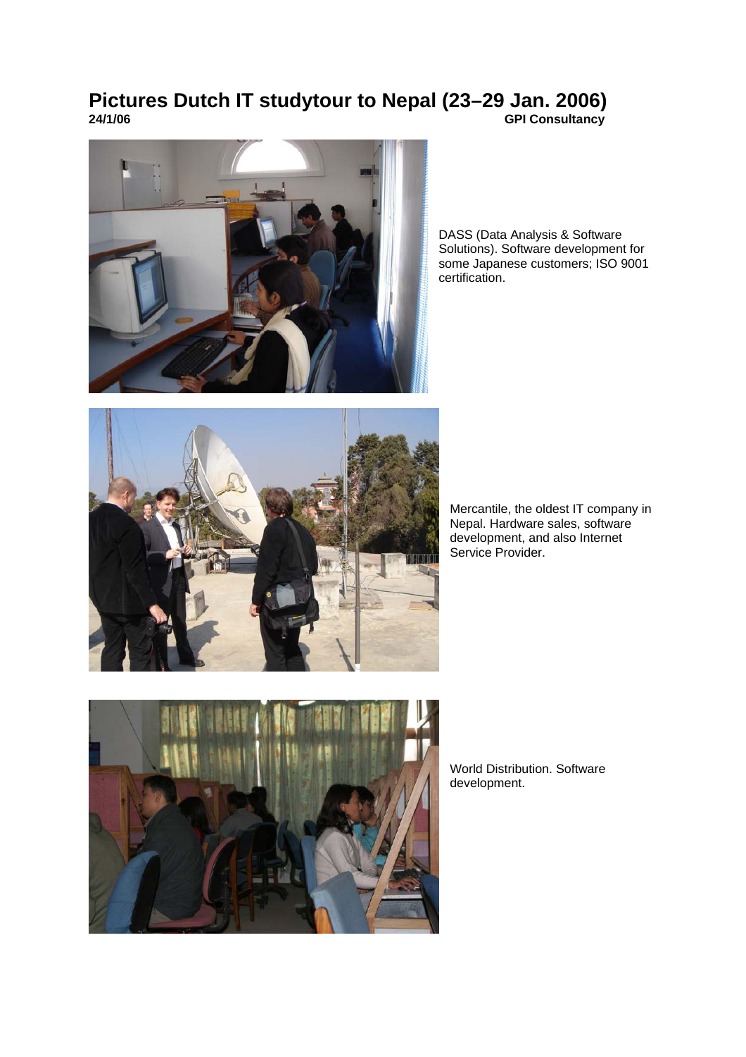# Pictures Dutch IT studytour to Nepal (23–29 Jan. 2006)

**24/1/06** **GPI Consultancy**

DASS (Data Analysis & Software Solutions). Software development for some Japanese customers; ISO 9001 certification.

Mercantile, the oldest IT company in Nepal. Hardware sales, software development, and also Internet Service Provider.

World Distribution. Software development.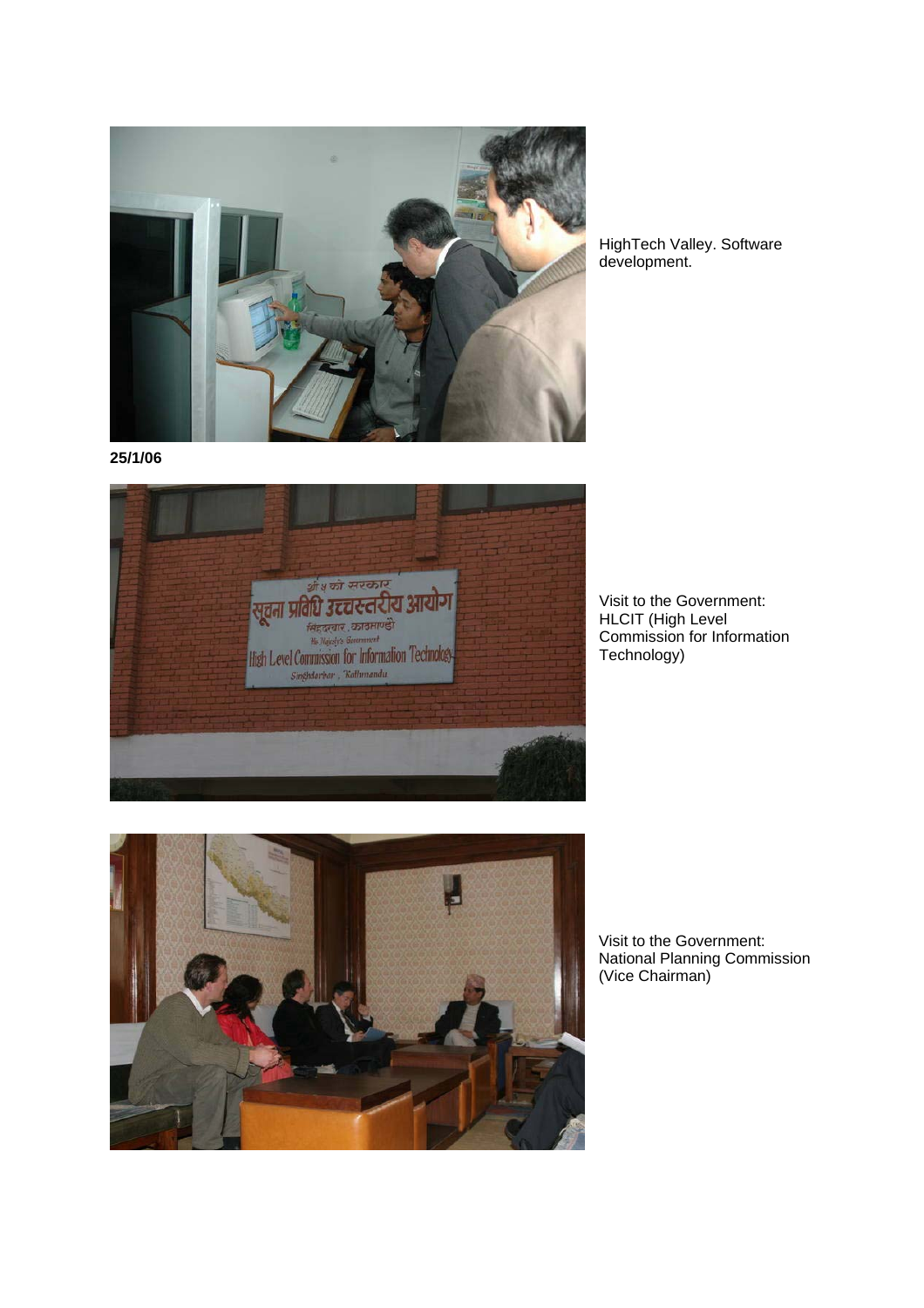HighTech Valley. Software development.

**25/1/06**

Visit to the Government: HLCIT (High Level Commission for Information Technology)

Visit to the Government: National Planning Commission (Vice Chairman)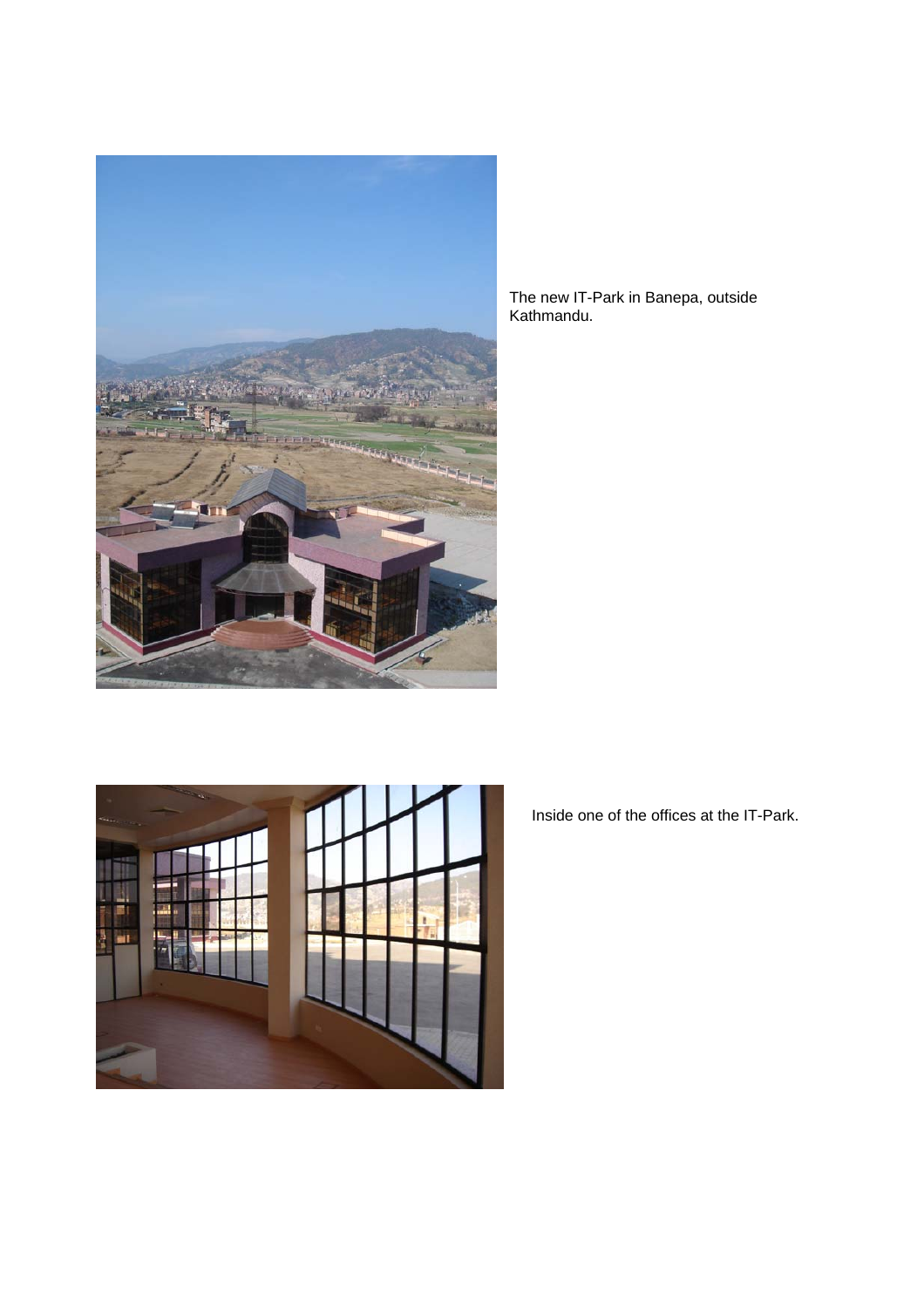The new IT-Park in Banepa, outside Kathmandu.

Inside one of the offices at the IT-Park.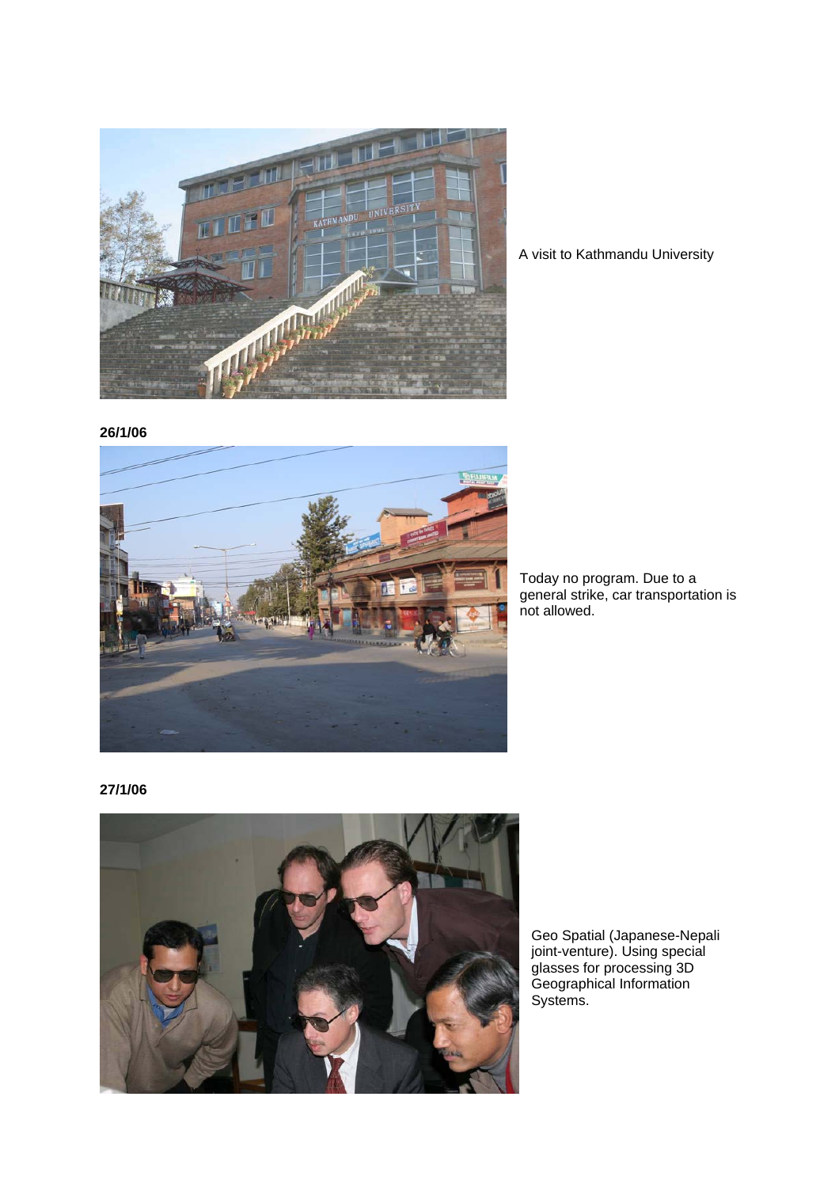A visit to Kathmandu University

**26/1/06**

Today no program. Due to a general strike, car transportation is not allowed.

**27/1/06**

Geo Spatial (Japanese-Nepali joint-venture). Using special glasses for processing 3D Geographical Information Systems.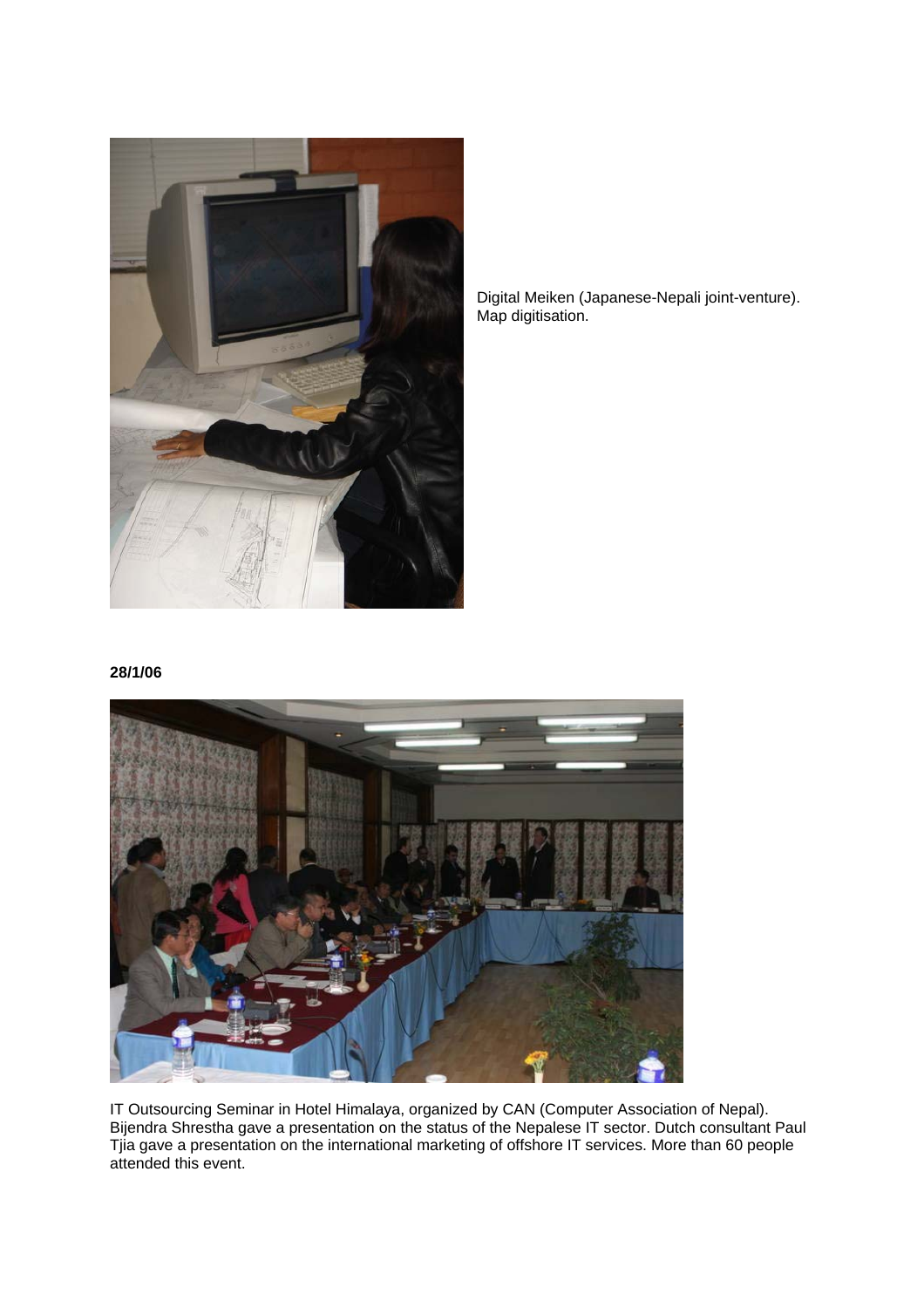Digital Meiken (Japanese-Nepali joint-venture). Map digitisation.

**28/1/06**

IT Outsourcing Seminar in Hotel Himalaya, organized by CAN (Computer Association of Nepal). Bijendra Shrestha gave a presentation on the status of the Nepalese IT sector. Dutch consultant Paul Tjia gave a presentation on the international marketing of offshore IT services. More than 60 people attended this event.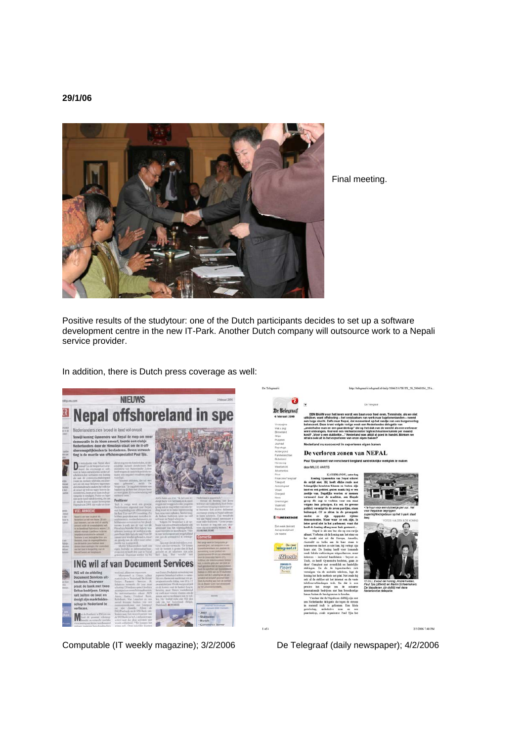**29/1/06**

Final meeting.

Positive results of the studytour: one of the Dutch participants decides to set up a software development centre in the new IT-Park. Another Dutch company will outsource work to a Nepali service provider.

In addition, there is Dutch press coverage as well:

Computable (IT weekly magazine); 3/2/2006

De Telegraaf (daily newspaper); 4/2/2006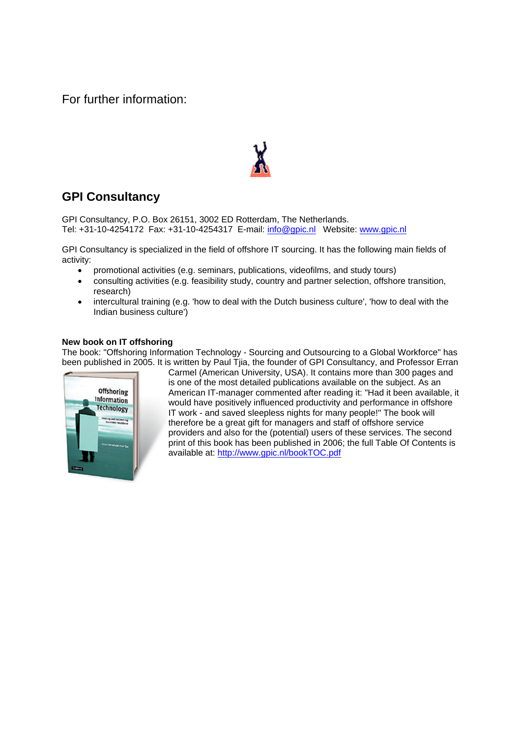For further information:

## GPI Consultancy

GPI Consultancy, P.O. Box 26151, 3002 ED Rotterdam, The Netherlands.
Tel: +31-10-4254172  Fax: +31-10-4254317  E-mail: info@gpic.nl  Website: www.gpic.nl

GPI Consultancy is specialized in the field of offshore IT sourcing. It has the following main fields of activity:

- promotional activities (e.g. seminars, publications, videofilms, and study tours)
- consulting activities (e.g. feasibility study, country and partner selection, offshore transition, research)
- intercultural training (e.g. 'how to deal with the Dutch business culture', 'how to deal with the Indian business culture')

**New book on IT offshoring**

The book: "Offshoring Information Technology - Sourcing and Outsourcing to a Global Workforce" has been published in 2005. It is written by Paul Tjia, the founder of GPI Consultancy, and Professor Erran Carmel (American University, USA). It contains more than 300 pages and is one of the most detailed publications available on the subject. As an American IT-manager commented after reading it: "Had it been available, it would have positively influenced productivity and performance in offshore IT work - and saved sleepless nights for many people!" The book will therefore be a great gift for managers and staff of offshore service providers and also for the (potential) users of these services. The second print of this book has been published in 2006; the full Table Of Contents is available at: http://www.gpic.nl/bookTOC.pdf